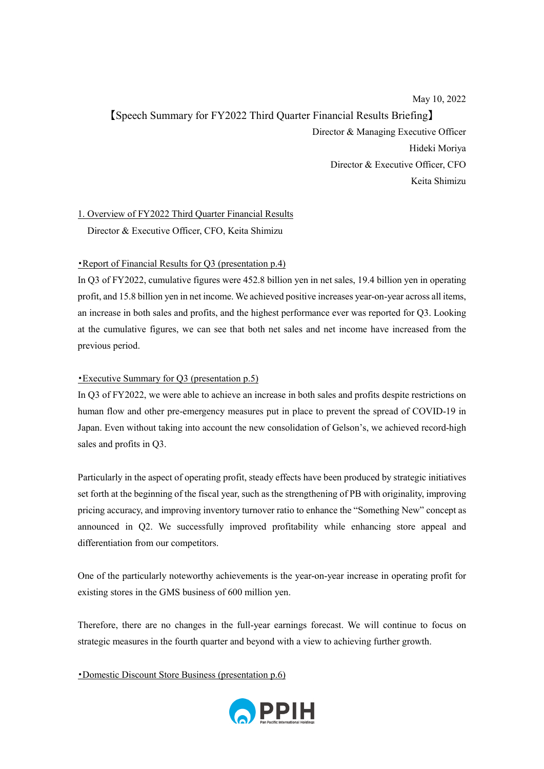May 10, 2022

# 【Speech Summary for FY2022 Third Quarter Financial Results Briefing】

Director & Managing Executive Officer
Hideki Moriya
Director & Executive Officer, CFO
Keita Shimizu

## 1. Overview of FY2022 Third Quarter Financial Results

Director & Executive Officer, CFO, Keita Shimizu

### ・Report of Financial Results for Q3 (presentation p.4)

In Q3 of FY2022, cumulative figures were 452.8 billion yen in net sales, 19.4 billion yen in operating profit, and 15.8 billion yen in net income. We achieved positive increases year-on-year across all items, an increase in both sales and profits, and the highest performance ever was reported for Q3. Looking at the cumulative figures, we can see that both net sales and net income have increased from the previous period.

### ・Executive Summary for Q3 (presentation p.5)

In Q3 of FY2022, we were able to achieve an increase in both sales and profits despite restrictions on human flow and other pre-emergency measures put in place to prevent the spread of COVID-19 in Japan. Even without taking into account the new consolidation of Gelson's, we achieved record-high sales and profits in Q3.

Particularly in the aspect of operating profit, steady effects have been produced by strategic initiatives set forth at the beginning of the fiscal year, such as the strengthening of PB with originality, improving pricing accuracy, and improving inventory turnover ratio to enhance the "Something New" concept as announced in Q2. We successfully improved profitability while enhancing store appeal and differentiation from our competitors.

One of the particularly noteworthy achievements is the year-on-year increase in operating profit for existing stores in the GMS business of 600 million yen.

Therefore, there are no changes in the full-year earnings forecast. We will continue to focus on strategic measures in the fourth quarter and beyond with a view to achieving further growth.

### ・Domestic Discount Store Business (presentation p.6)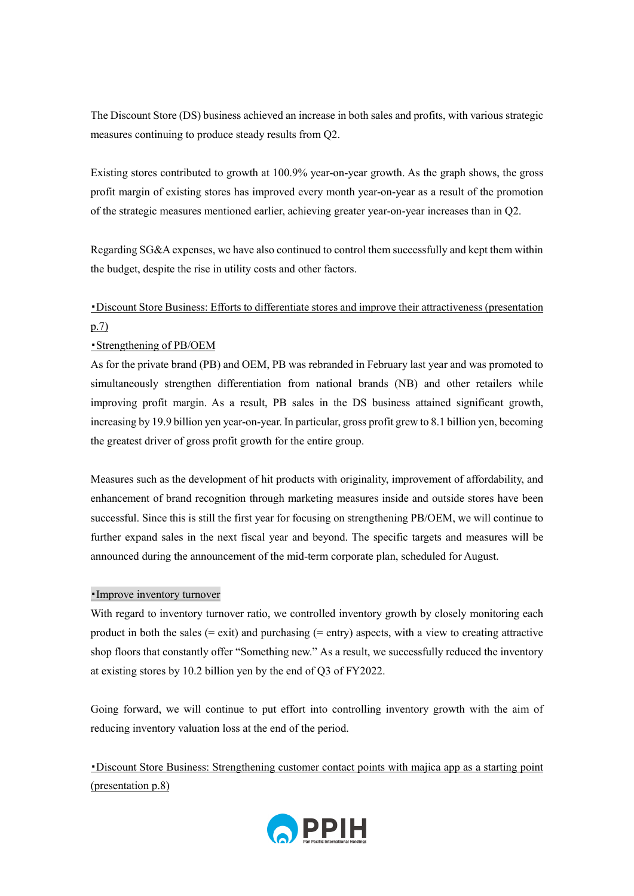The Discount Store (DS) business achieved an increase in both sales and profits, with various strategic measures continuing to produce steady results from Q2.

Existing stores contributed to growth at 100.9% year-on-year growth. As the graph shows, the gross profit margin of existing stores has improved every month year-on-year as a result of the promotion of the strategic measures mentioned earlier, achieving greater year-on-year increases than in Q2.

Regarding SG&A expenses, we have also continued to control them successfully and kept them within the budget, despite the rise in utility costs and other factors.

・Discount Store Business: Efforts to differentiate stores and improve their attractiveness (presentation p.7)

・Strengthening of PB/OEM

As for the private brand (PB) and OEM, PB was rebranded in February last year and was promoted to simultaneously strengthen differentiation from national brands (NB) and other retailers while improving profit margin. As a result, PB sales in the DS business attained significant growth, increasing by 19.9 billion yen year-on-year. In particular, gross profit grew to 8.1 billion yen, becoming the greatest driver of gross profit growth for the entire group.

Measures such as the development of hit products with originality, improvement of affordability, and enhancement of brand recognition through marketing measures inside and outside stores have been successful. Since this is still the first year for focusing on strengthening PB/OEM, we will continue to further expand sales in the next fiscal year and beyond. The specific targets and measures will be announced during the announcement of the mid-term corporate plan, scheduled for August.

・Improve inventory turnover

With regard to inventory turnover ratio, we controlled inventory growth by closely monitoring each product in both the sales (= exit) and purchasing (= entry) aspects, with a view to creating attractive shop floors that constantly offer "Something new." As a result, we successfully reduced the inventory at existing stores by 10.2 billion yen by the end of Q3 of FY2022.

Going forward, we will continue to put effort into controlling inventory growth with the aim of reducing inventory valuation loss at the end of the period.

・Discount Store Business: Strengthening customer contact points with majica app as a starting point (presentation p.8)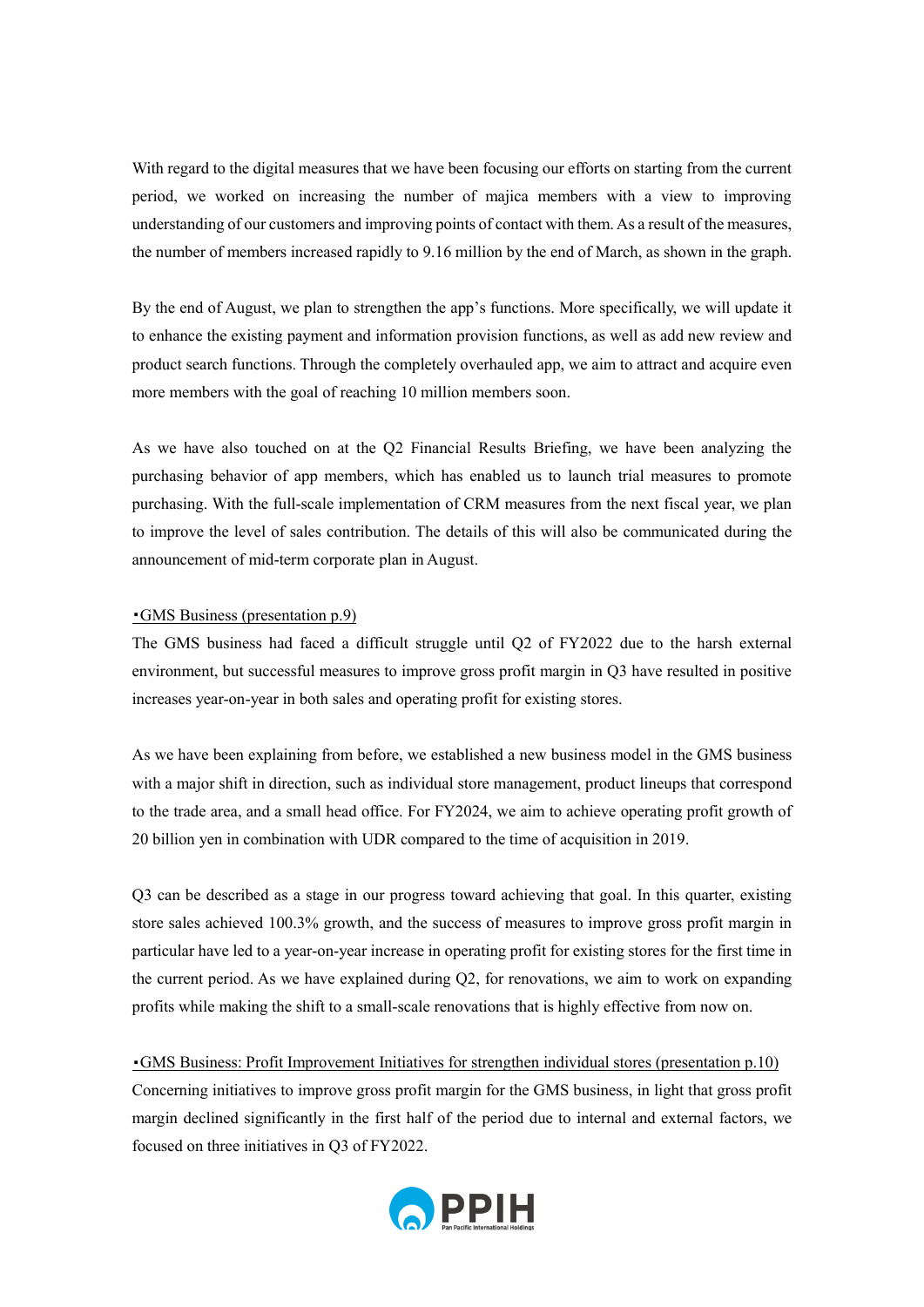With regard to the digital measures that we have been focusing our efforts on starting from the current period, we worked on increasing the number of majica members with a view to improving understanding of our customers and improving points of contact with them. As a result of the measures, the number of members increased rapidly to 9.16 million by the end of March, as shown in the graph.

By the end of August, we plan to strengthen the app's functions. More specifically, we will update it to enhance the existing payment and information provision functions, as well as add new review and product search functions. Through the completely overhauled app, we aim to attract and acquire even more members with the goal of reaching 10 million members soon.

As we have also touched on at the Q2 Financial Results Briefing, we have been analyzing the purchasing behavior of app members, which has enabled us to launch trial measures to promote purchasing. With the full-scale implementation of CRM measures from the next fiscal year, we plan to improve the level of sales contribution. The details of this will also be communicated during the announcement of mid-term corporate plan in August.

▪GMS Business (presentation p.9)

The GMS business had faced a difficult struggle until Q2 of FY2022 due to the harsh external environment, but successful measures to improve gross profit margin in Q3 have resulted in positive increases year-on-year in both sales and operating profit for existing stores.

As we have been explaining from before, we established a new business model in the GMS business with a major shift in direction, such as individual store management, product lineups that correspond to the trade area, and a small head office. For FY2024, we aim to achieve operating profit growth of 20 billion yen in combination with UDR compared to the time of acquisition in 2019.

Q3 can be described as a stage in our progress toward achieving that goal. In this quarter, existing store sales achieved 100.3% growth, and the success of measures to improve gross profit margin in particular have led to a year-on-year increase in operating profit for existing stores for the first time in the current period. As we have explained during Q2, for renovations, we aim to work on expanding profits while making the shift to a small-scale renovations that is highly effective from now on.

▪GMS Business: Profit Improvement Initiatives for strengthen individual stores (presentation p.10)

Concerning initiatives to improve gross profit margin for the GMS business, in light that gross profit margin declined significantly in the first half of the period due to internal and external factors, we focused on three initiatives in Q3 of FY2022.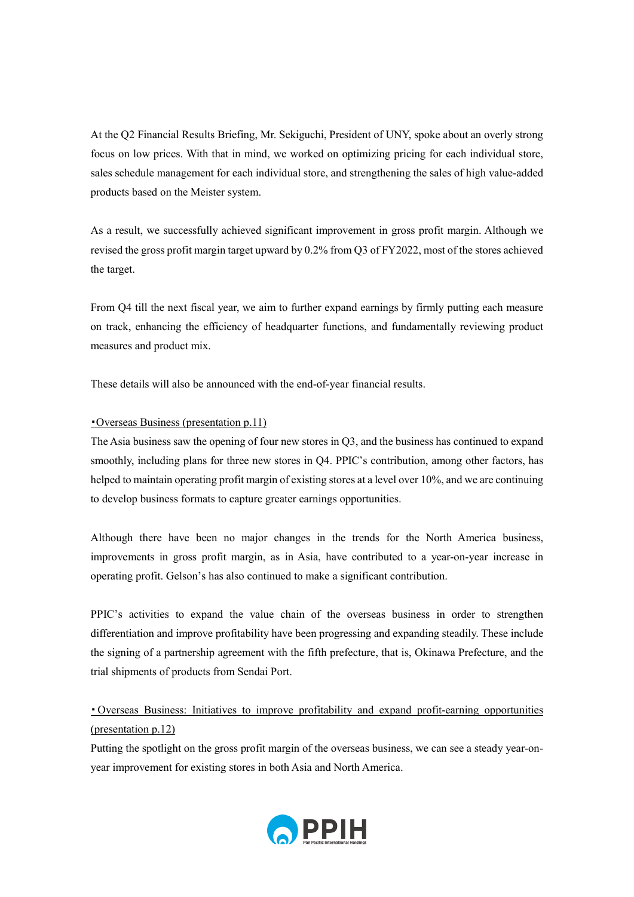At the Q2 Financial Results Briefing, Mr. Sekiguchi, President of UNY, spoke about an overly strong focus on low prices. With that in mind, we worked on optimizing pricing for each individual store, sales schedule management for each individual store, and strengthening the sales of high value-added products based on the Meister system.

As a result, we successfully achieved significant improvement in gross profit margin. Although we revised the gross profit margin target upward by 0.2% from Q3 of FY2022, most of the stores achieved the target.

From Q4 till the next fiscal year, we aim to further expand earnings by firmly putting each measure on track, enhancing the efficiency of headquarter functions, and fundamentally reviewing product measures and product mix.

These details will also be announced with the end-of-year financial results.

・Overseas Business (presentation p.11)

The Asia business saw the opening of four new stores in Q3, and the business has continued to expand smoothly, including plans for three new stores in Q4. PPIC's contribution, among other factors, has helped to maintain operating profit margin of existing stores at a level over 10%, and we are continuing to develop business formats to capture greater earnings opportunities.

Although there have been no major changes in the trends for the North America business, improvements in gross profit margin, as in Asia, have contributed to a year-on-year increase in operating profit. Gelson's has also continued to make a significant contribution.

PPIC's activities to expand the value chain of the overseas business in order to strengthen differentiation and improve profitability have been progressing and expanding steadily. These include the signing of a partnership agreement with the fifth prefecture, that is, Okinawa Prefecture, and the trial shipments of products from Sendai Port.

・Overseas Business: Initiatives to improve profitability and expand profit-earning opportunities (presentation p.12)

Putting the spotlight on the gross profit margin of the overseas business, we can see a steady year-on-year improvement for existing stores in both Asia and North America.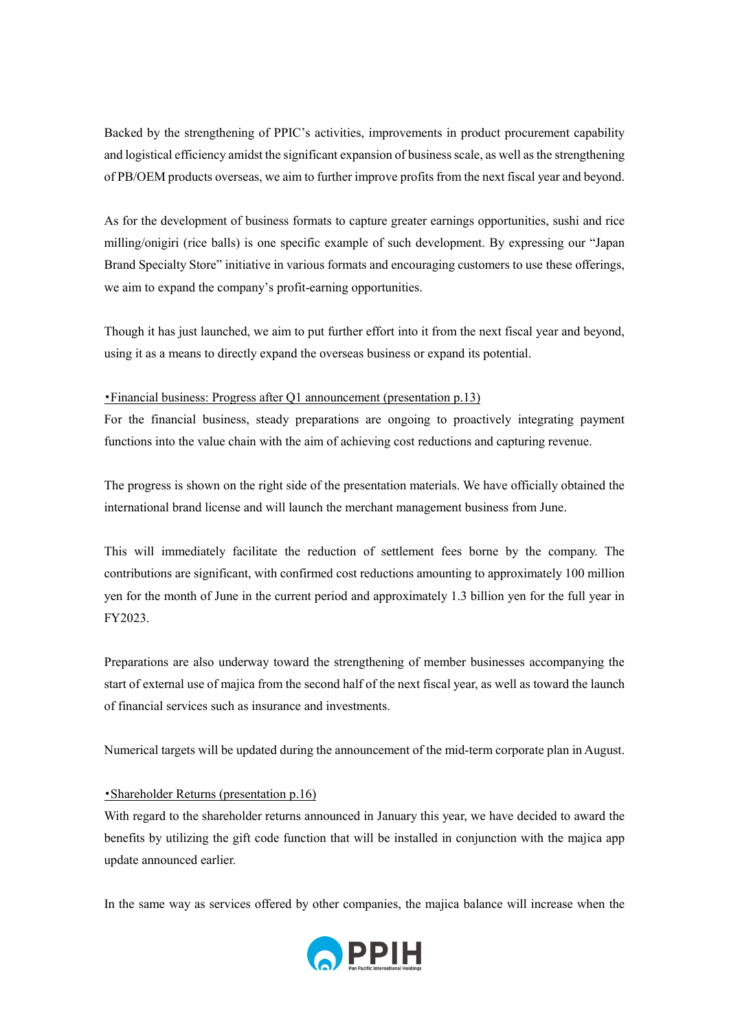Backed by the strengthening of PPIC's activities, improvements in product procurement capability and logistical efficiency amidst the significant expansion of business scale, as well as the strengthening of PB/OEM products overseas, we aim to further improve profits from the next fiscal year and beyond.

As for the development of business formats to capture greater earnings opportunities, sushi and rice milling/onigiri (rice balls) is one specific example of such development. By expressing our "Japan Brand Specialty Store" initiative in various formats and encouraging customers to use these offerings, we aim to expand the company's profit-earning opportunities.

Though it has just launched, we aim to put further effort into it from the next fiscal year and beyond, using it as a means to directly expand the overseas business or expand its potential.

<u>・Financial business: Progress after Q1 announcement (presentation p.13)</u>

For the financial business, steady preparations are ongoing to proactively integrating payment functions into the value chain with the aim of achieving cost reductions and capturing revenue.

The progress is shown on the right side of the presentation materials. We have officially obtained the international brand license and will launch the merchant management business from June.

This will immediately facilitate the reduction of settlement fees borne by the company. The contributions are significant, with confirmed cost reductions amounting to approximately 100 million yen for the month of June in the current period and approximately 1.3 billion yen for the full year in FY2023.

Preparations are also underway toward the strengthening of member businesses accompanying the start of external use of majica from the second half of the next fiscal year, as well as toward the launch of financial services such as insurance and investments.

Numerical targets will be updated during the announcement of the mid-term corporate plan in August.

<u>・Shareholder Returns (presentation p.16)</u>

With regard to the shareholder returns announced in January this year, we have decided to award the benefits by utilizing the gift code function that will be installed in conjunction with the majica app update announced earlier.

In the same way as services offered by other companies, the majica balance will increase when the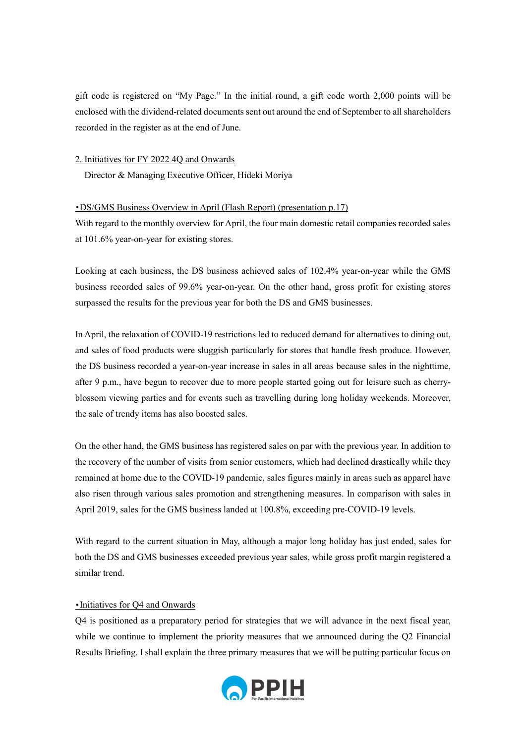gift code is registered on "My Page." In the initial round, a gift code worth 2,000 points will be enclosed with the dividend-related documents sent out around the end of September to all shareholders recorded in the register as at the end of June.

## 2. Initiatives for FY 2022 4Q and Onwards

Director & Managing Executive Officer, Hideki Moriya

### ・DS/GMS Business Overview in April (Flash Report) (presentation p.17)

With regard to the monthly overview for April, the four main domestic retail companies recorded sales at 101.6% year-on-year for existing stores.

Looking at each business, the DS business achieved sales of 102.4% year-on-year while the GMS business recorded sales of 99.6% year-on-year. On the other hand, gross profit for existing stores surpassed the results for the previous year for both the DS and GMS businesses.

In April, the relaxation of COVID-19 restrictions led to reduced demand for alternatives to dining out, and sales of food products were sluggish particularly for stores that handle fresh produce. However, the DS business recorded a year-on-year increase in sales in all areas because sales in the nighttime, after 9 p.m., have begun to recover due to more people started going out for leisure such as cherry-blossom viewing parties and for events such as travelling during long holiday weekends. Moreover, the sale of trendy items has also boosted sales.

On the other hand, the GMS business has registered sales on par with the previous year. In addition to the recovery of the number of visits from senior customers, which had declined drastically while they remained at home due to the COVID-19 pandemic, sales figures mainly in areas such as apparel have also risen through various sales promotion and strengthening measures. In comparison with sales in April 2019, sales for the GMS business landed at 100.8%, exceeding pre-COVID-19 levels.

With regard to the current situation in May, although a major long holiday has just ended, sales for both the DS and GMS businesses exceeded previous year sales, while gross profit margin registered a similar trend.

### ・Initiatives for Q4 and Onwards

Q4 is positioned as a preparatory period for strategies that we will advance in the next fiscal year, while we continue to implement the priority measures that we announced during the Q2 Financial Results Briefing. I shall explain the three primary measures that we will be putting particular focus on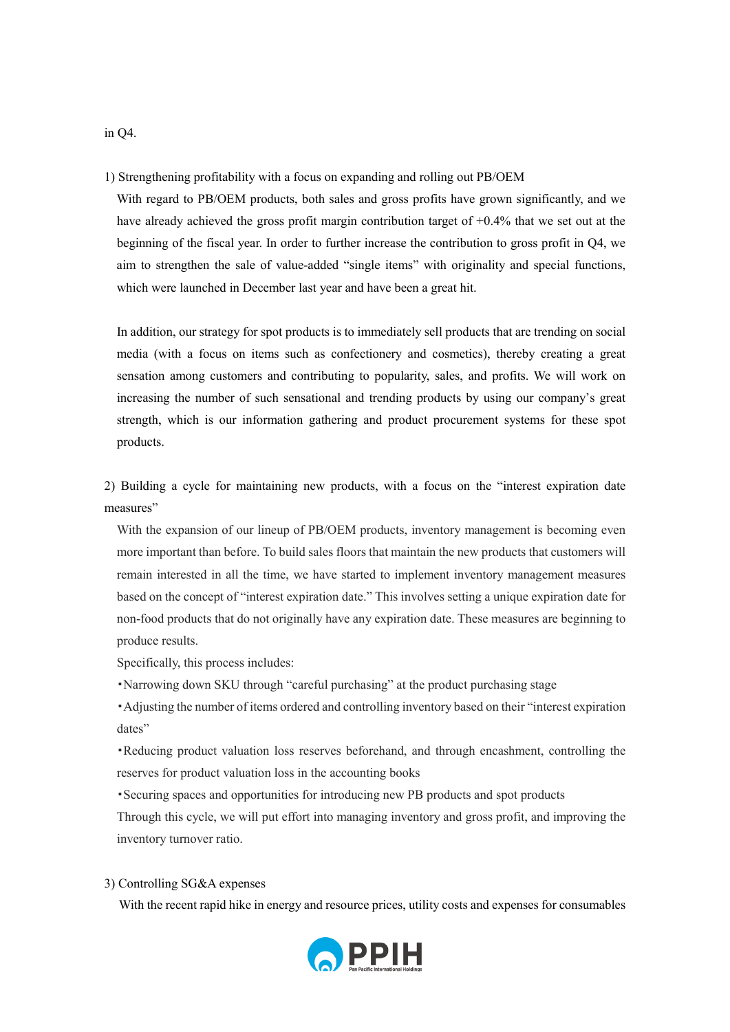in Q4.

1) Strengthening profitability with a focus on expanding and rolling out PB/OEM

With regard to PB/OEM products, both sales and gross profits have grown significantly, and we have already achieved the gross profit margin contribution target of +0.4% that we set out at the beginning of the fiscal year. In order to further increase the contribution to gross profit in Q4, we aim to strengthen the sale of value-added "single items" with originality and special functions, which were launched in December last year and have been a great hit.

In addition, our strategy for spot products is to immediately sell products that are trending on social media (with a focus on items such as confectionery and cosmetics), thereby creating a great sensation among customers and contributing to popularity, sales, and profits. We will work on increasing the number of such sensational and trending products by using our company's great strength, which is our information gathering and product procurement systems for these spot products.

2) Building a cycle for maintaining new products, with a focus on the "interest expiration date measures"

With the expansion of our lineup of PB/OEM products, inventory management is becoming even more important than before. To build sales floors that maintain the new products that customers will remain interested in all the time, we have started to implement inventory management measures based on the concept of "interest expiration date." This involves setting a unique expiration date for non-food products that do not originally have any expiration date. These measures are beginning to produce results.

Specifically, this process includes:

・Narrowing down SKU through "careful purchasing" at the product purchasing stage

・Adjusting the number of items ordered and controlling inventory based on their "interest expiration dates"

・Reducing product valuation loss reserves beforehand, and through encashment, controlling the reserves for product valuation loss in the accounting books

・Securing spaces and opportunities for introducing new PB products and spot products

Through this cycle, we will put effort into managing inventory and gross profit, and improving the inventory turnover ratio.

3) Controlling SG&A expenses

With the recent rapid hike in energy and resource prices, utility costs and expenses for consumables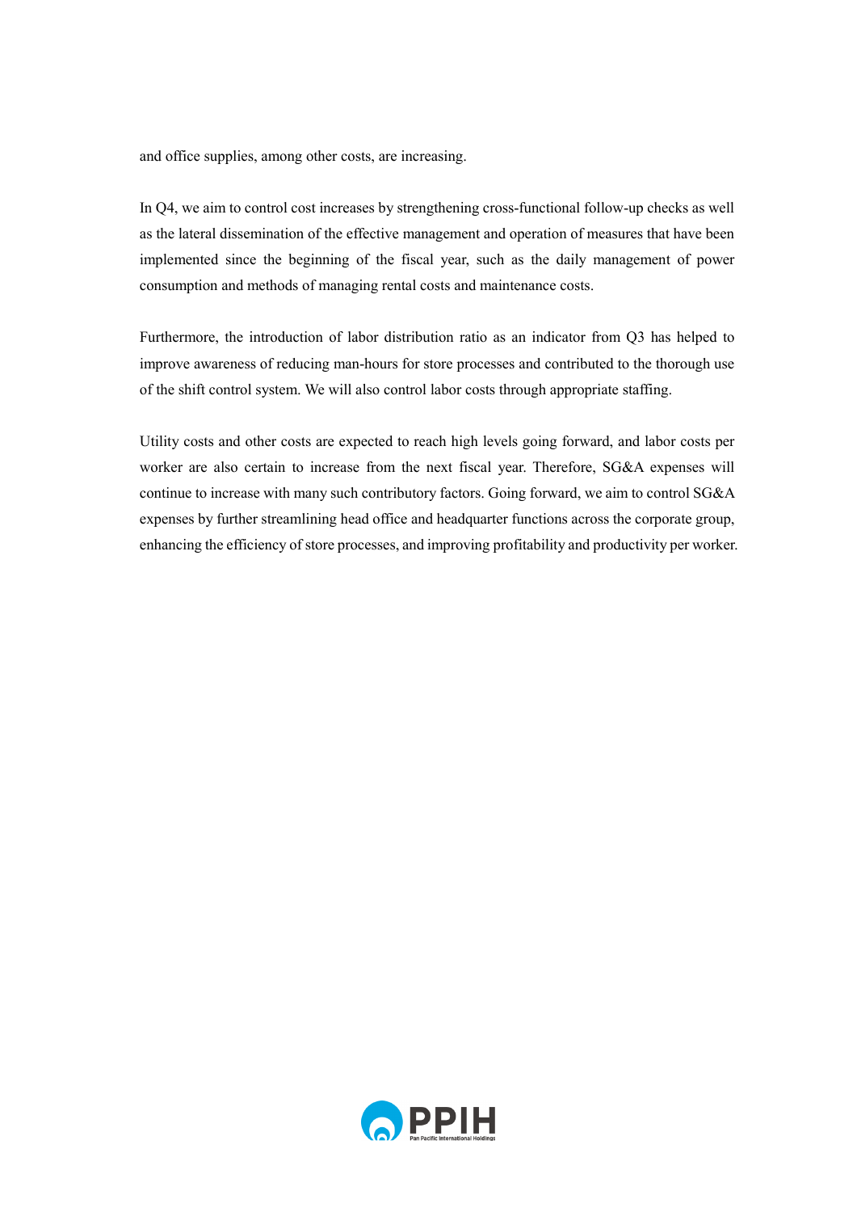and office supplies, among other costs, are increasing.

In Q4, we aim to control cost increases by strengthening cross-functional follow-up checks as well as the lateral dissemination of the effective management and operation of measures that have been implemented since the beginning of the fiscal year, such as the daily management of power consumption and methods of managing rental costs and maintenance costs.

Furthermore, the introduction of labor distribution ratio as an indicator from Q3 has helped to improve awareness of reducing man-hours for store processes and contributed to the thorough use of the shift control system. We will also control labor costs through appropriate staffing.

Utility costs and other costs are expected to reach high levels going forward, and labor costs per worker are also certain to increase from the next fiscal year. Therefore, SG&A expenses will continue to increase with many such contributory factors. Going forward, we aim to control SG&A expenses by further streamlining head office and headquarter functions across the corporate group, enhancing the efficiency of store processes, and improving profitability and productivity per worker.